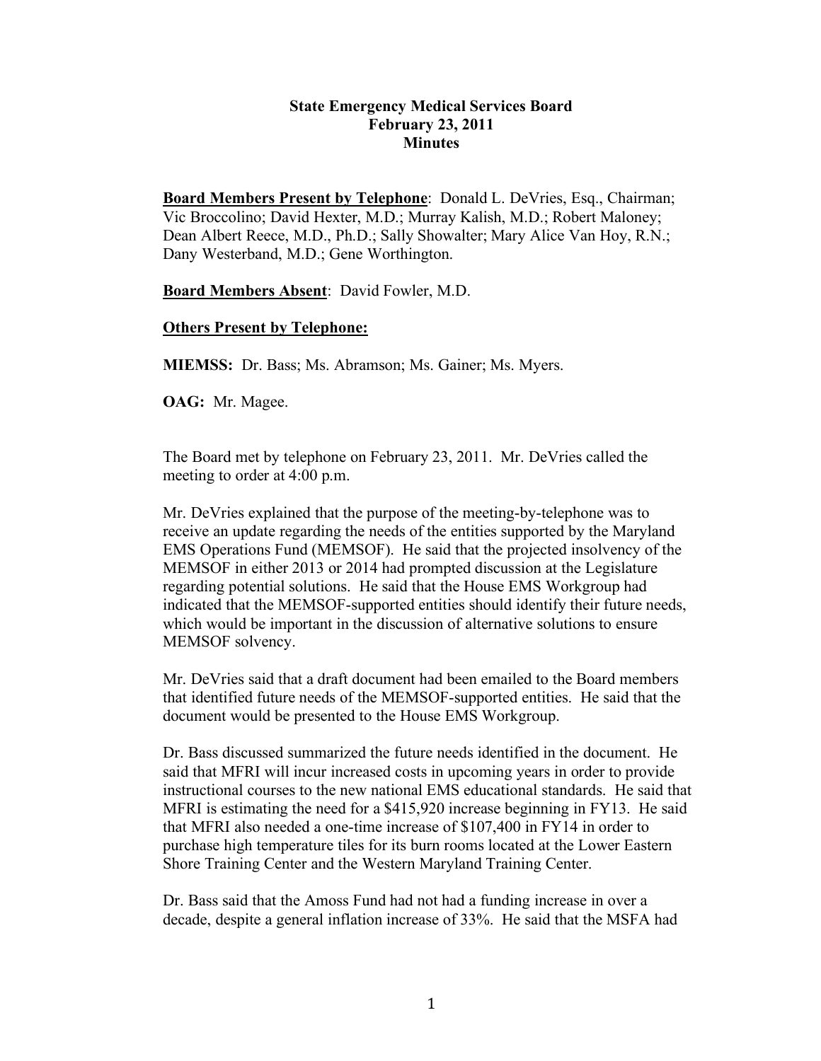**State Emergency Medical Services Board**
**February 23, 2011**
**Minutes**

**Board Members Present by Telephone**: Donald L. DeVries, Esq., Chairman; Vic Broccolino; David Hexter, M.D.; Murray Kalish, M.D.; Robert Maloney; Dean Albert Reece, M.D., Ph.D.; Sally Showalter; Mary Alice Van Hoy, R.N.; Dany Westerband, M.D.; Gene Worthington.

**Board Members Absent**: David Fowler, M.D.

**Others Present by Telephone:**

**MIEMSS:** Dr. Bass; Ms. Abramson; Ms. Gainer; Ms. Myers.

**OAG:** Mr. Magee.

The Board met by telephone on February 23, 2011. Mr. DeVries called the meeting to order at 4:00 p.m.

Mr. DeVries explained that the purpose of the meeting-by-telephone was to receive an update regarding the needs of the entities supported by the Maryland EMS Operations Fund (MEMSOF). He said that the projected insolvency of the MEMSOF in either 2013 or 2014 had prompted discussion at the Legislature regarding potential solutions. He said that the House EMS Workgroup had indicated that the MEMSOF-supported entities should identify their future needs, which would be important in the discussion of alternative solutions to ensure MEMSOF solvency.

Mr. DeVries said that a draft document had been emailed to the Board members that identified future needs of the MEMSOF-supported entities. He said that the document would be presented to the House EMS Workgroup.

Dr. Bass discussed summarized the future needs identified in the document. He said that MFRI will incur increased costs in upcoming years in order to provide instructional courses to the new national EMS educational standards. He said that MFRI is estimating the need for a $415,920 increase beginning in FY13. He said that MFRI also needed a one-time increase of $107,400 in FY14 in order to purchase high temperature tiles for its burn rooms located at the Lower Eastern Shore Training Center and the Western Maryland Training Center.

Dr. Bass said that the Amoss Fund had not had a funding increase in over a decade, despite a general inflation increase of 33%. He said that the MSFA had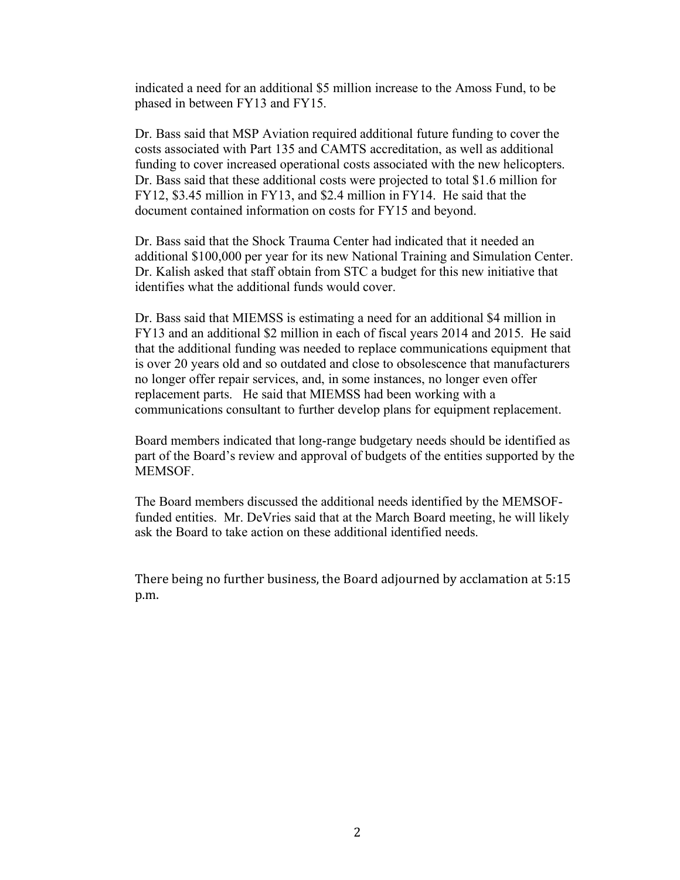indicated a need for an additional $5 million increase to the Amoss Fund, to be phased in between FY13 and FY15.

Dr. Bass said that MSP Aviation required additional future funding to cover the costs associated with Part 135 and CAMTS accreditation, as well as additional funding to cover increased operational costs associated with the new helicopters. Dr. Bass said that these additional costs were projected to total $1.6 million for FY12, $3.45 million in FY13, and $2.4 million in FY14. He said that the document contained information on costs for FY15 and beyond.

Dr. Bass said that the Shock Trauma Center had indicated that it needed an additional $100,000 per year for its new National Training and Simulation Center. Dr. Kalish asked that staff obtain from STC a budget for this new initiative that identifies what the additional funds would cover.

Dr. Bass said that MIEMSS is estimating a need for an additional $4 million in FY13 and an additional $2 million in each of fiscal years 2014 and 2015. He said that the additional funding was needed to replace communications equipment that is over 20 years old and so outdated and close to obsolescence that manufacturers no longer offer repair services, and, in some instances, no longer even offer replacement parts. He said that MIEMSS had been working with a communications consultant to further develop plans for equipment replacement.

Board members indicated that long-range budgetary needs should be identified as part of the Board's review and approval of budgets of the entities supported by the MEMSOF.

The Board members discussed the additional needs identified by the MEMSOF-funded entities. Mr. DeVries said that at the March Board meeting, he will likely ask the Board to take action on these additional identified needs.

There being no further business, the Board adjourned by acclamation at 5:15 p.m.